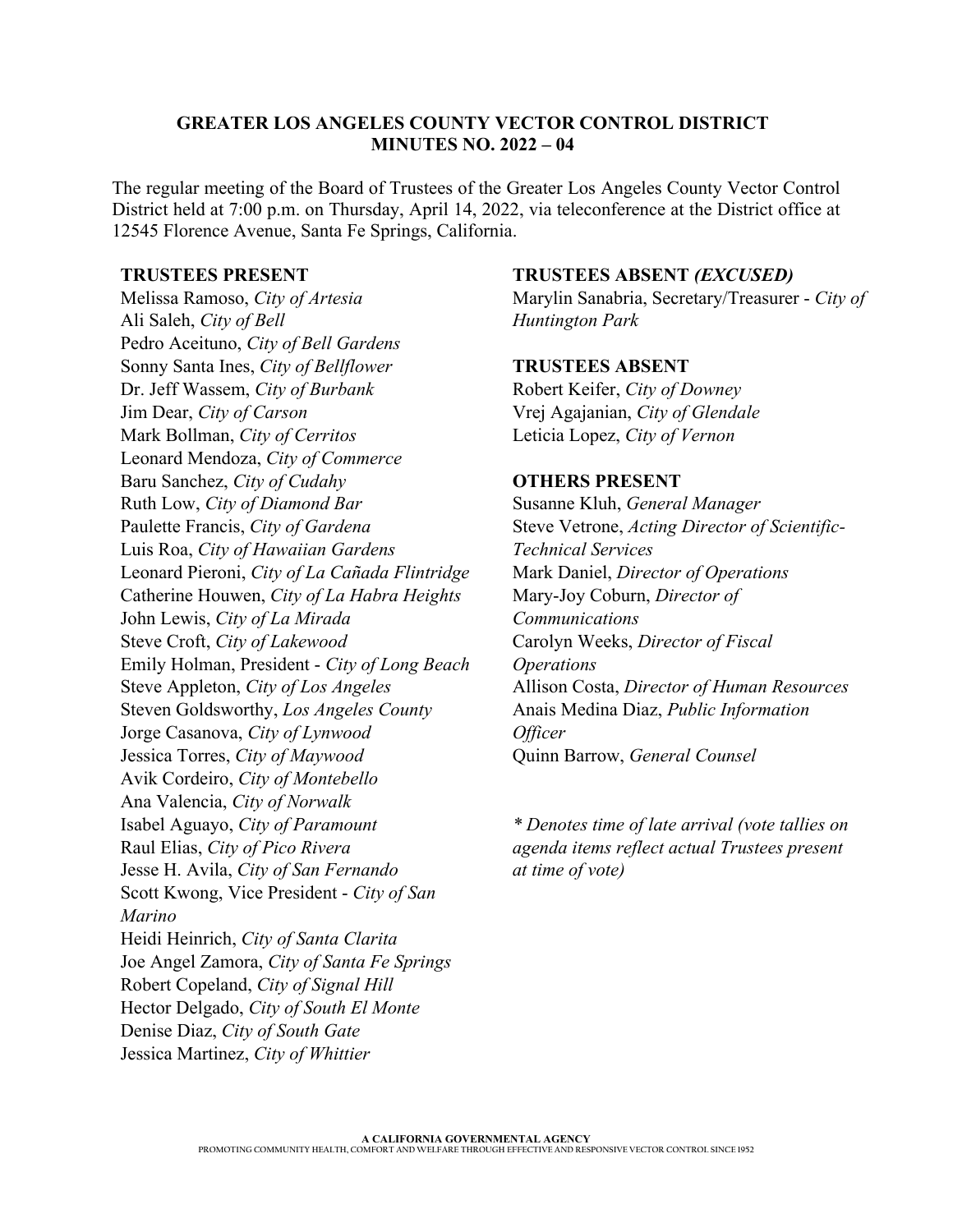# GREATER LOS ANGELES COUNTY VECTOR CONTROL DISTRICT
## MINUTES NO. 2022 – 04

The regular meeting of the Board of Trustees of the Greater Los Angeles County Vector Control District held at 7:00 p.m. on Thursday, April 14, 2022, via teleconference at the District office at 12545 Florence Avenue, Santa Fe Springs, California.

**TRUSTEES PRESENT**

Melissa Ramoso, *City of Artesia*
Ali Saleh, *City of Bell*
Pedro Aceituno, *City of Bell Gardens*
Sonny Santa Ines, *City of Bellflower*
Dr. Jeff Wassem, *City of Burbank*
Jim Dear, *City of Carson*
Mark Bollman, *City of Cerritos*
Leonard Mendoza, *City of Commerce*
Baru Sanchez, *City of Cudahy*
Ruth Low, *City of Diamond Bar*
Paulette Francis, *City of Gardena*
Luis Roa, *City of Hawaiian Gardens*
Leonard Pieroni, *City of La Cañada Flintridge*
Catherine Houwen, *City of La Habra Heights*
John Lewis, *City of La Mirada*
Steve Croft, *City of Lakewood*
Emily Holman, President - *City of Long Beach*
Steve Appleton, *City of Los Angeles*
Steven Goldsworthy, *Los Angeles County*
Jorge Casanova, *City of Lynwood*
Jessica Torres, *City of Maywood*
Avik Cordeiro, *City of Montebello*
Ana Valencia, *City of Norwalk*
Isabel Aguayo, *City of Paramount*
Raul Elias, *City of Pico Rivera*
Jesse H. Avila, *City of San Fernando*
Scott Kwong, Vice President - *City of San Marino*
Heidi Heinrich, *City of Santa Clarita*
Joe Angel Zamora, *City of Santa Fe Springs*
Robert Copeland, *City of Signal Hill*
Hector Delgado, *City of South El Monte*
Denise Diaz, *City of South Gate*
Jessica Martinez, *City of Whittier*

**TRUSTEES ABSENT *(EXCUSED)***

Marylin Sanabria, Secretary/Treasurer - *City of Huntington Park*

**TRUSTEES ABSENT**

Robert Keifer, *City of Downey*
Vrej Agajanian, *City of Glendale*
Leticia Lopez, *City of Vernon*

**OTHERS PRESENT**

Susanne Kluh, *General Manager*
Steve Vetrone, *Acting Director of Scientific-Technical Services*
Mark Daniel, *Director of Operations*
Mary-Joy Coburn, *Director of Communications*
Carolyn Weeks, *Director of Fiscal Operations*
Allison Costa, *Director of Human Resources*
Anais Medina Diaz, *Public Information Officer*
Quinn Barrow, *General Counsel*

*\* Denotes time of late arrival (vote tallies on agenda items reflect actual Trustees present at time of vote)*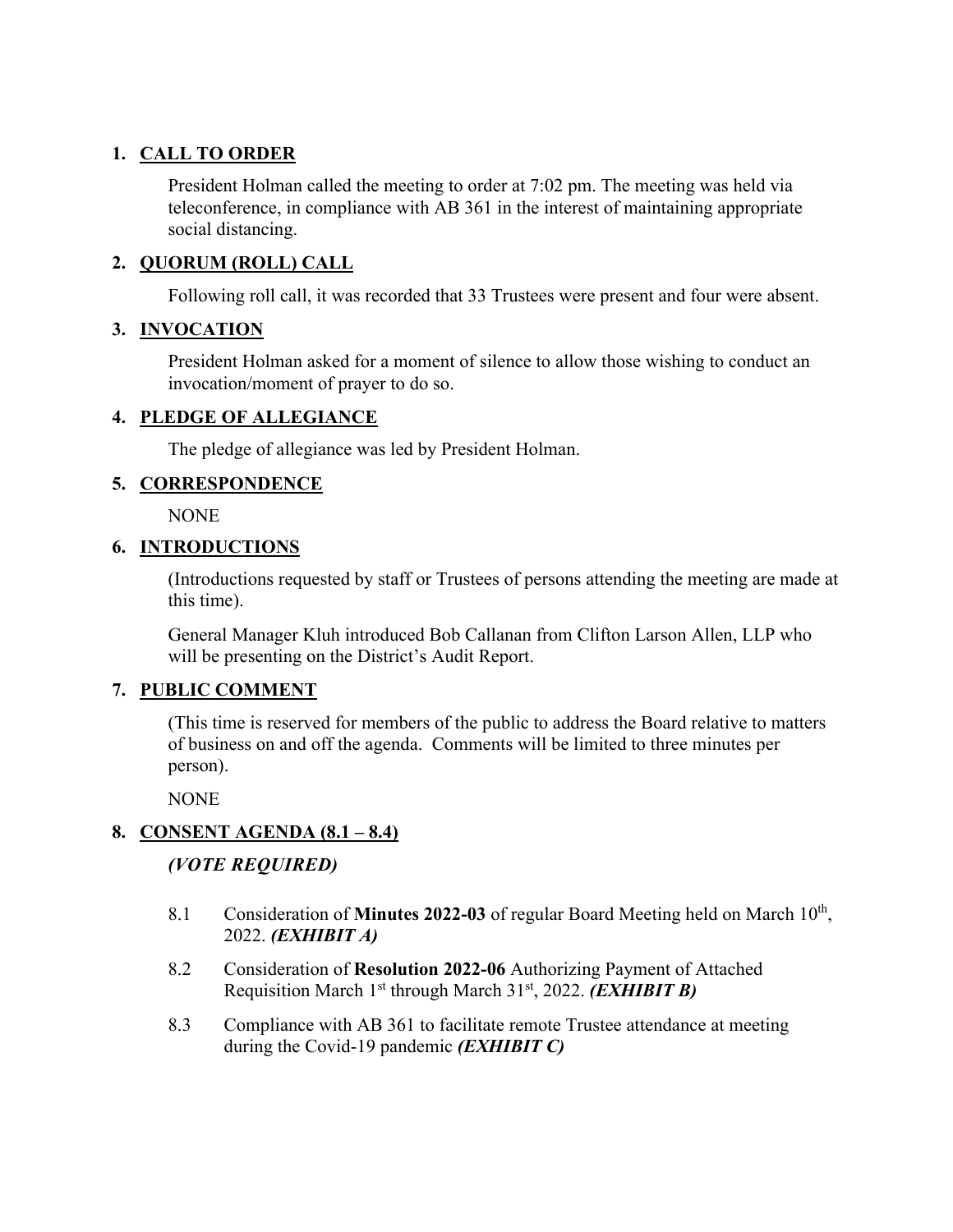## 1. CALL TO ORDER

President Holman called the meeting to order at 7:02 pm. The meeting was held via teleconference, in compliance with AB 361 in the interest of maintaining appropriate social distancing.

## 2. QUORUM (ROLL) CALL

Following roll call, it was recorded that 33 Trustees were present and four were absent.

## 3. INVOCATION

President Holman asked for a moment of silence to allow those wishing to conduct an invocation/moment of prayer to do so.

## 4. PLEDGE OF ALLEGIANCE

The pledge of allegiance was led by President Holman.

## 5. CORRESPONDENCE

NONE

## 6. INTRODUCTIONS

(Introductions requested by staff or Trustees of persons attending the meeting are made at this time).

General Manager Kluh introduced Bob Callanan from Clifton Larson Allen, LLP who will be presenting on the District's Audit Report.

## 7. PUBLIC COMMENT

(This time is reserved for members of the public to address the Board relative to matters of business on and off the agenda. Comments will be limited to three minutes per person).

NONE

## 8. CONSENT AGENDA (8.1 – 8.4)

***(VOTE REQUIRED)***

8.1 Consideration of **Minutes 2022-03** of regular Board Meeting held on March 10th, 2022. ***(EXHIBIT A)***

8.2 Consideration of **Resolution 2022-06** Authorizing Payment of Attached Requisition March 1st through March 31st, 2022. ***(EXHIBIT B)***

8.3 Compliance with AB 361 to facilitate remote Trustee attendance at meeting during the Covid-19 pandemic ***(EXHIBIT C)***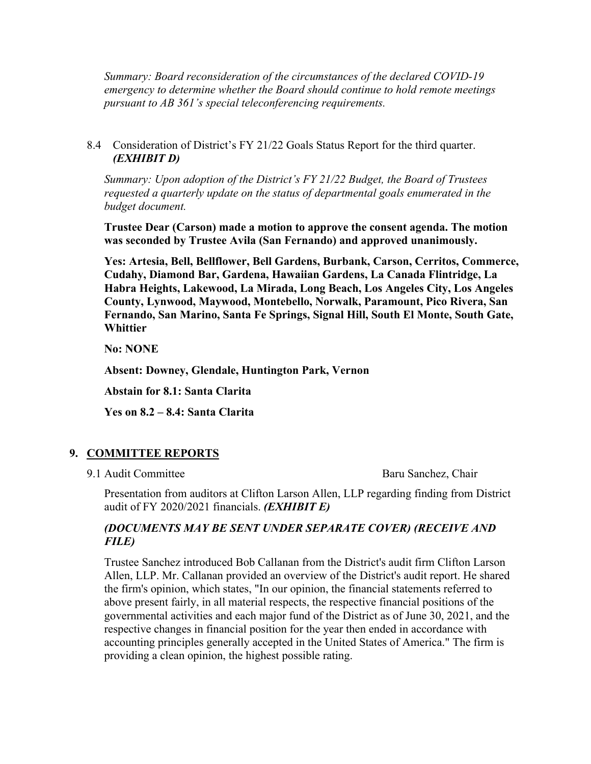*Summary: Board reconsideration of the circumstances of the declared COVID-19 emergency to determine whether the Board should continue to hold remote meetings pursuant to AB 361's special teleconferencing requirements.*

8.4 Consideration of District's FY 21/22 Goals Status Report for the third quarter. ***(EXHIBIT D)***

*Summary: Upon adoption of the District's FY 21/22 Budget, the Board of Trustees requested a quarterly update on the status of departmental goals enumerated in the budget document.*

**Trustee Dear (Carson) made a motion to approve the consent agenda. The motion was seconded by Trustee Avila (San Fernando) and approved unanimously.**

**Yes: Artesia, Bell, Bellflower, Bell Gardens, Burbank, Carson, Cerritos, Commerce, Cudahy, Diamond Bar, Gardena, Hawaiian Gardens, La Canada Flintridge, La Habra Heights, Lakewood, La Mirada, Long Beach, Los Angeles City, Los Angeles County, Lynwood, Maywood, Montebello, Norwalk, Paramount, Pico Rivera, San Fernando, San Marino, Santa Fe Springs, Signal Hill, South El Monte, South Gate, Whittier**

**No: NONE**

**Absent: Downey, Glendale, Huntington Park, Vernon**

**Abstain for 8.1: Santa Clarita**

**Yes on 8.2 – 8.4: Santa Clarita**

## 9. COMMITTEE REPORTS

9.1 Audit Committee — Baru Sanchez, Chair

Presentation from auditors at Clifton Larson Allen, LLP regarding finding from District audit of FY 2020/2021 financials. ***(EXHIBIT E)***

***(DOCUMENTS MAY BE SENT UNDER SEPARATE COVER) (RECEIVE AND FILE)***

Trustee Sanchez introduced Bob Callanan from the District's audit firm Clifton Larson Allen, LLP. Mr. Callanan provided an overview of the District's audit report. He shared the firm's opinion, which states, "In our opinion, the financial statements referred to above present fairly, in all material respects, the respective financial positions of the governmental activities and each major fund of the District as of June 30, 2021, and the respective changes in financial position for the year then ended in accordance with accounting principles generally accepted in the United States of America." The firm is providing a clean opinion, the highest possible rating.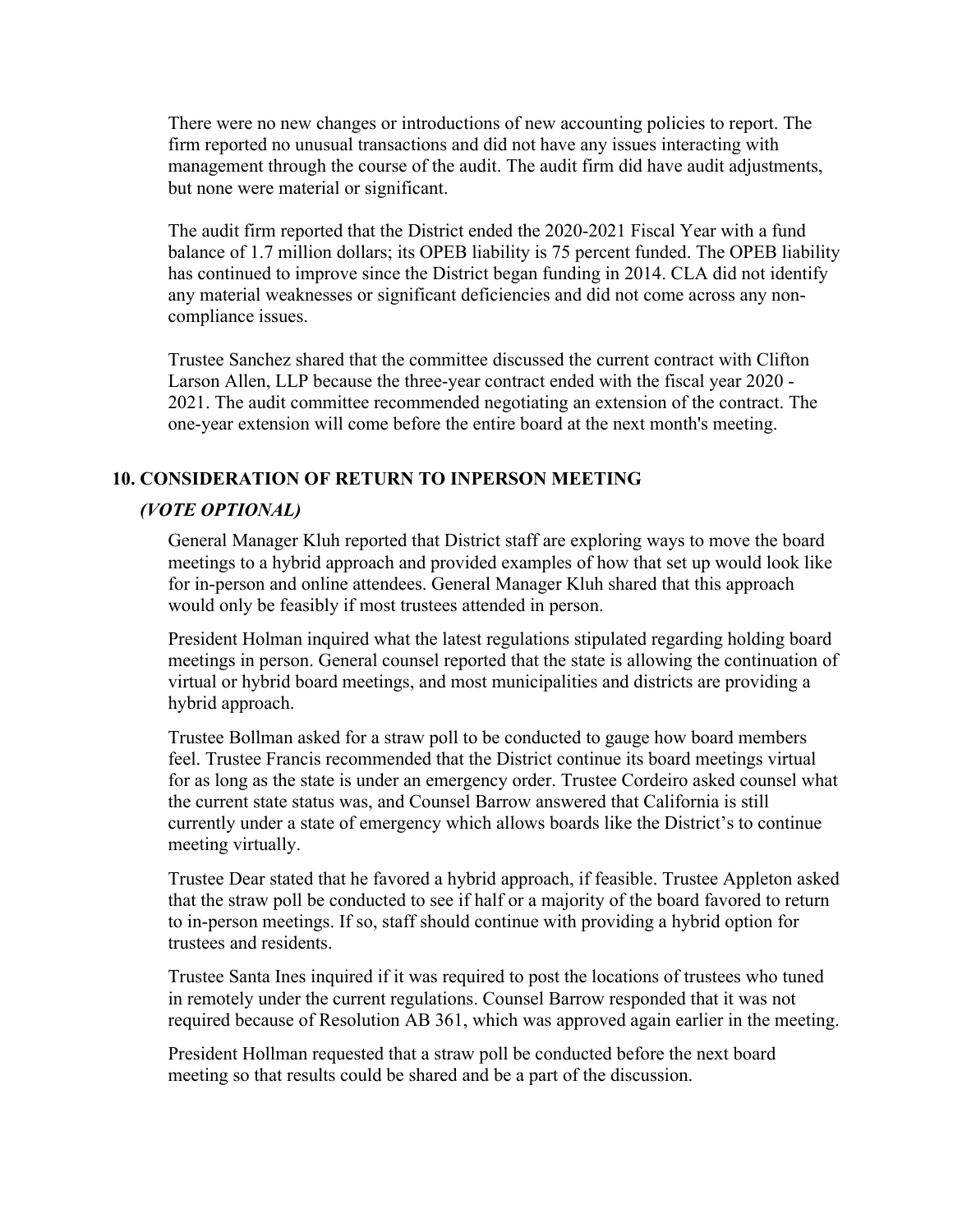There were no new changes or introductions of new accounting policies to report. The firm reported no unusual transactions and did not have any issues interacting with management through the course of the audit. The audit firm did have audit adjustments, but none were material or significant.

The audit firm reported that the District ended the 2020-2021 Fiscal Year with a fund balance of 1.7 million dollars; its OPEB liability is 75 percent funded. The OPEB liability has continued to improve since the District began funding in 2014. CLA did not identify any material weaknesses or significant deficiencies and did not come across any non-compliance issues.

Trustee Sanchez shared that the committee discussed the current contract with Clifton Larson Allen, LLP because the three-year contract ended with the fiscal year 2020 - 2021. The audit committee recommended negotiating an extension of the contract. The one-year extension will come before the entire board at the next month's meeting.

## 10. CONSIDERATION OF RETURN TO INPERSON MEETING

***(VOTE OPTIONAL)***

General Manager Kluh reported that District staff are exploring ways to move the board meetings to a hybrid approach and provided examples of how that set up would look like for in-person and online attendees. General Manager Kluh shared that this approach would only be feasibly if most trustees attended in person.

President Holman inquired what the latest regulations stipulated regarding holding board meetings in person. General counsel reported that the state is allowing the continuation of virtual or hybrid board meetings, and most municipalities and districts are providing a hybrid approach.

Trustee Bollman asked for a straw poll to be conducted to gauge how board members feel. Trustee Francis recommended that the District continue its board meetings virtual for as long as the state is under an emergency order. Trustee Cordeiro asked counsel what the current state status was, and Counsel Barrow answered that California is still currently under a state of emergency which allows boards like the District's to continue meeting virtually.

Trustee Dear stated that he favored a hybrid approach, if feasible. Trustee Appleton asked that the straw poll be conducted to see if half or a majority of the board favored to return to in-person meetings. If so, staff should continue with providing a hybrid option for trustees and residents.

Trustee Santa Ines inquired if it was required to post the locations of trustees who tuned in remotely under the current regulations. Counsel Barrow responded that it was not required because of Resolution AB 361, which was approved again earlier in the meeting.

President Hollman requested that a straw poll be conducted before the next board meeting so that results could be shared and be a part of the discussion.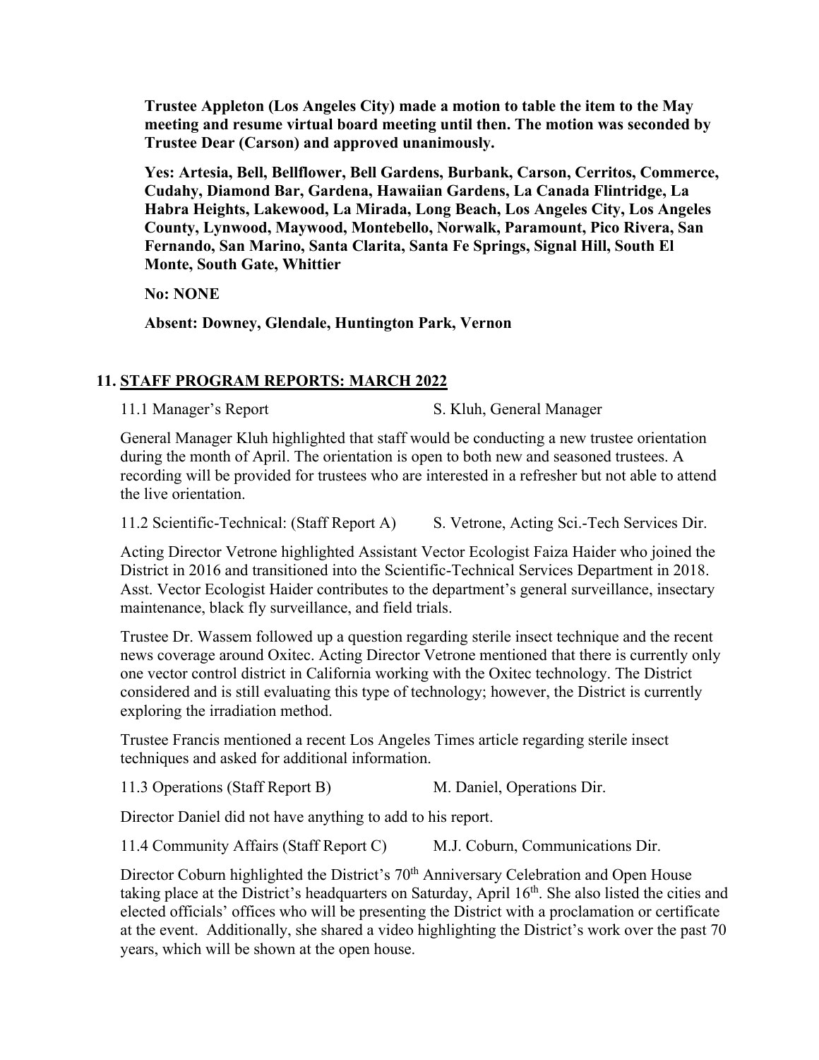**Trustee Appleton (Los Angeles City) made a motion to table the item to the May meeting and resume virtual board meeting until then. The motion was seconded by Trustee Dear (Carson) and approved unanimously.**

**Yes: Artesia, Bell, Bellflower, Bell Gardens, Burbank, Carson, Cerritos, Commerce, Cudahy, Diamond Bar, Gardena, Hawaiian Gardens, La Canada Flintridge, La Habra Heights, Lakewood, La Mirada, Long Beach, Los Angeles City, Los Angeles County, Lynwood, Maywood, Montebello, Norwalk, Paramount, Pico Rivera, San Fernando, San Marino, Santa Clarita, Santa Fe Springs, Signal Hill, South El Monte, South Gate, Whittier**

**No: NONE**

**Absent: Downey, Glendale, Huntington Park, Vernon**

## 11. STAFF PROGRAM REPORTS: MARCH 2022

11.1 Manager's Report — S. Kluh, General Manager

General Manager Kluh highlighted that staff would be conducting a new trustee orientation during the month of April. The orientation is open to both new and seasoned trustees. A recording will be provided for trustees who are interested in a refresher but not able to attend the live orientation.

11.2 Scientific-Technical: (Staff Report A) — S. Vetrone, Acting Sci.-Tech Services Dir.

Acting Director Vetrone highlighted Assistant Vector Ecologist Faiza Haider who joined the District in 2016 and transitioned into the Scientific-Technical Services Department in 2018. Asst. Vector Ecologist Haider contributes to the department's general surveillance, insectary maintenance, black fly surveillance, and field trials.

Trustee Dr. Wassem followed up a question regarding sterile insect technique and the recent news coverage around Oxitec. Acting Director Vetrone mentioned that there is currently only one vector control district in California working with the Oxitec technology. The District considered and is still evaluating this type of technology; however, the District is currently exploring the irradiation method.

Trustee Francis mentioned a recent Los Angeles Times article regarding sterile insect techniques and asked for additional information.

11.3 Operations (Staff Report B) — M. Daniel, Operations Dir.

Director Daniel did not have anything to add to his report.

11.4 Community Affairs (Staff Report C) — M.J. Coburn, Communications Dir.

Director Coburn highlighted the District's 70th Anniversary Celebration and Open House taking place at the District's headquarters on Saturday, April 16th. She also listed the cities and elected officials' offices who will be presenting the District with a proclamation or certificate at the event. Additionally, she shared a video highlighting the District's work over the past 70 years, which will be shown at the open house.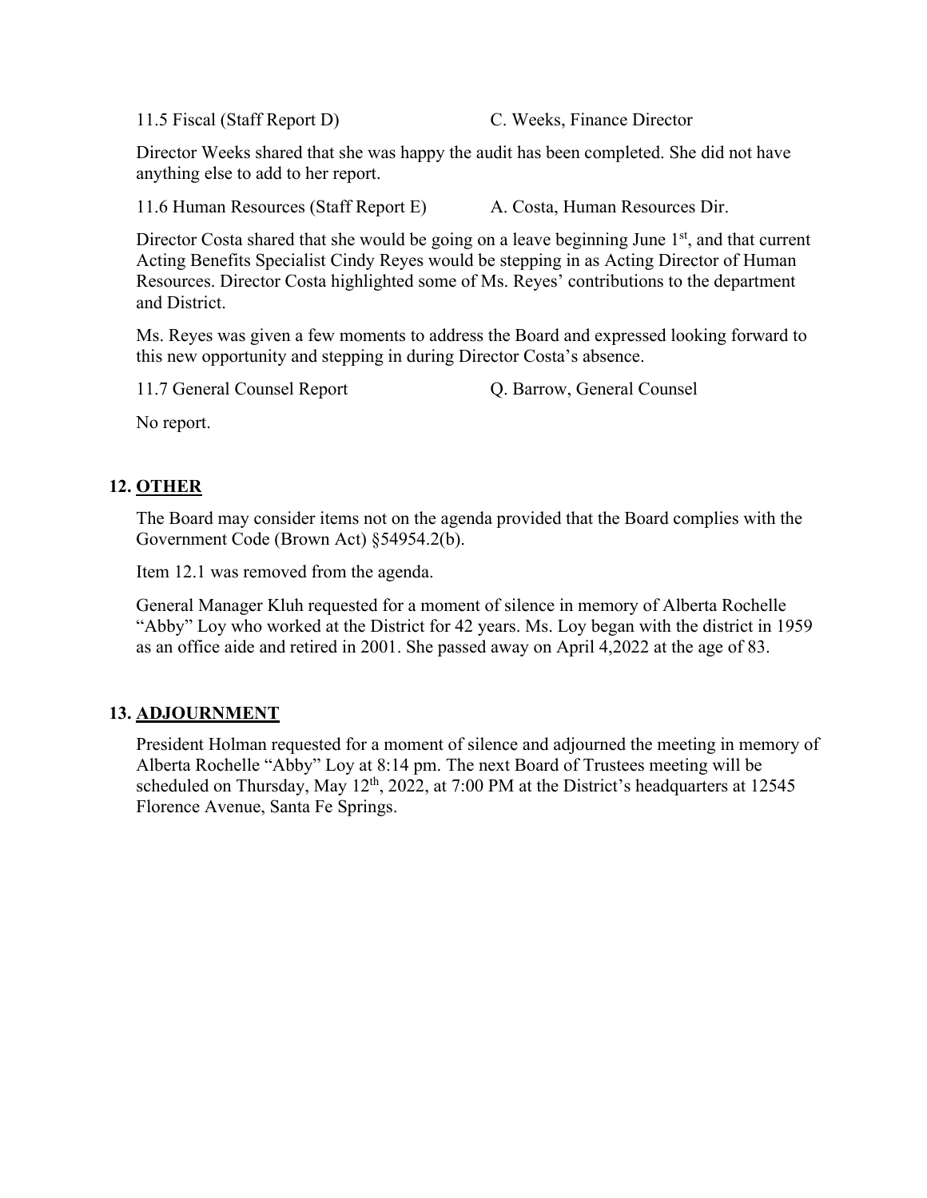11.5 Fiscal (Staff Report D) C. Weeks, Finance Director

Director Weeks shared that she was happy the audit has been completed. She did not have anything else to add to her report.

11.6 Human Resources (Staff Report E) A. Costa, Human Resources Dir.

Director Costa shared that she would be going on a leave beginning June 1st, and that current Acting Benefits Specialist Cindy Reyes would be stepping in as Acting Director of Human Resources. Director Costa highlighted some of Ms. Reyes' contributions to the department and District.

Ms. Reyes was given a few moments to address the Board and expressed looking forward to this new opportunity and stepping in during Director Costa's absence.

11.7 General Counsel Report Q. Barrow, General Counsel

No report.

## 12. OTHER

The Board may consider items not on the agenda provided that the Board complies with the Government Code (Brown Act) §54954.2(b).

Item 12.1 was removed from the agenda.

General Manager Kluh requested for a moment of silence in memory of Alberta Rochelle "Abby" Loy who worked at the District for 42 years. Ms. Loy began with the district in 1959 as an office aide and retired in 2001. She passed away on April 4,2022 at the age of 83.

## 13. ADJOURNMENT

President Holman requested for a moment of silence and adjourned the meeting in memory of Alberta Rochelle "Abby" Loy at 8:14 pm. The next Board of Trustees meeting will be scheduled on Thursday, May 12th, 2022, at 7:00 PM at the District's headquarters at 12545 Florence Avenue, Santa Fe Springs.